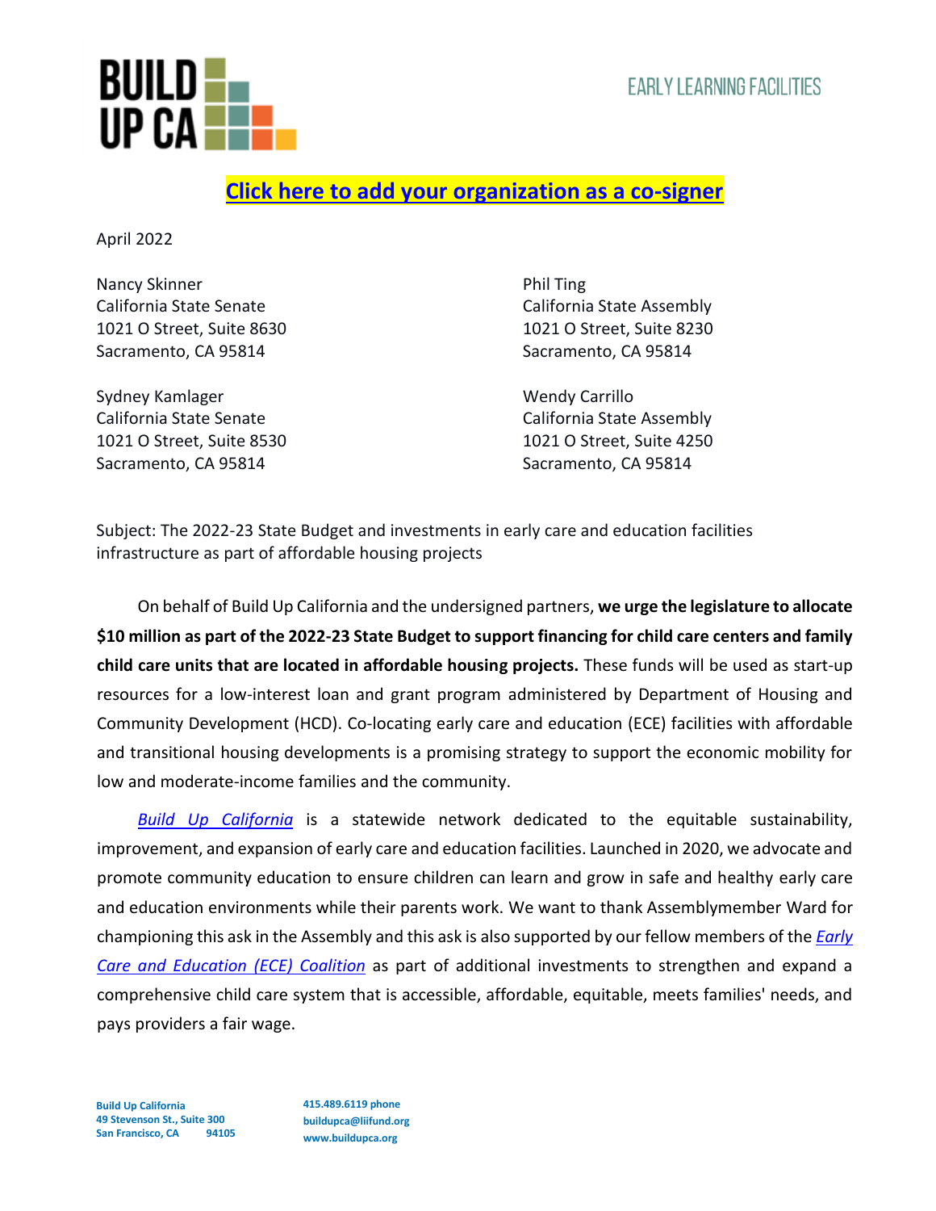BUILD UP CA

EARLY LEARNING FACILITIES

**Click here to add your organization as a co-signer**

April 2022

Nancy Skinner
California State Senate
1021 O Street, Suite 8630
Sacramento, CA 95814

Phil Ting
California State Assembly
1021 O Street, Suite 8230
Sacramento, CA 95814

Sydney Kamlager
California State Senate
1021 O Street, Suite 8530
Sacramento, CA 95814

Wendy Carrillo
California State Assembly
1021 O Street, Suite 4250
Sacramento, CA 95814

Subject: The 2022-23 State Budget and investments in early care and education facilities infrastructure as part of affordable housing projects

On behalf of Build Up California and the undersigned partners, **we urge the legislature to allocate $10 million as part of the 2022-23 State Budget to support financing for child care centers and family child care units that are located in affordable housing projects.** These funds will be used as start-up resources for a low-interest loan and grant program administered by Department of Housing and Community Development (HCD). Co-locating early care and education (ECE) facilities with affordable and transitional housing developments is a promising strategy to support the economic mobility for low and moderate-income families and the community.

*Build Up California* is a statewide network dedicated to the equitable sustainability, improvement, and expansion of early care and education facilities. Launched in 2020, we advocate and promote community education to ensure children can learn and grow in safe and healthy early care and education environments while their parents work. We want to thank Assemblymember Ward for championing this ask in the Assembly and this ask is also supported by our fellow members of the *Early Care and Education (ECE) Coalition* as part of additional investments to strengthen and expand a comprehensive child care system that is accessible, affordable, equitable, meets families' needs, and pays providers a fair wage.

Build Up California
49 Stevenson St., Suite 300
San Francisco, CA 94105

415.489.6119 phone
buildupca@liifund.org
www.buildupca.org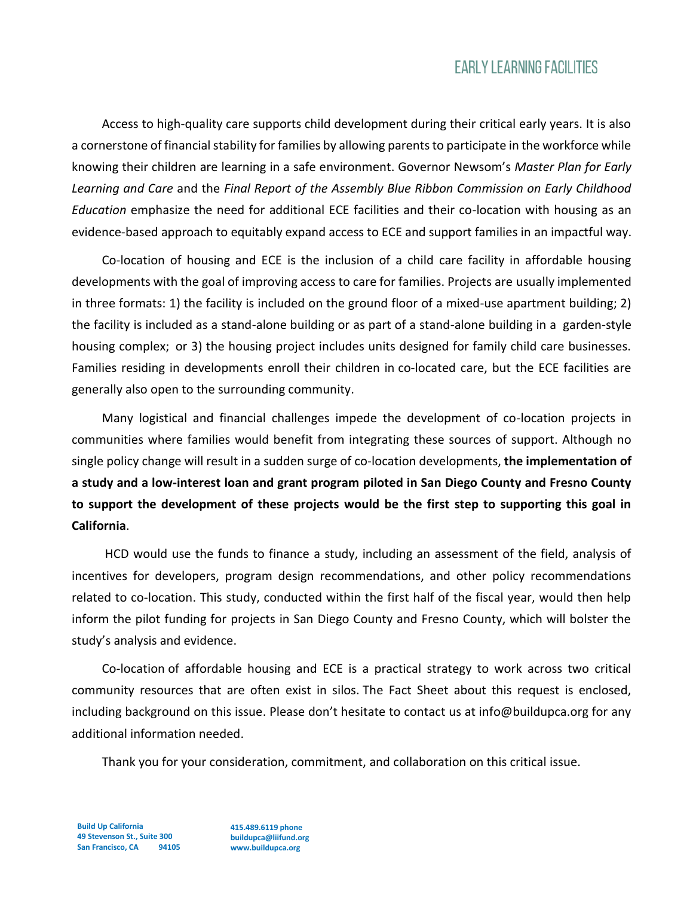Access to high-quality care supports child development during their critical early years. It is also a cornerstone of financial stability for families by allowing parents to participate in the workforce while knowing their children are learning in a safe environment. Governor Newsom's *Master Plan for Early Learning and Care* and the *Final Report of the Assembly Blue Ribbon Commission on Early Childhood Education* emphasize the need for additional ECE facilities and their co-location with housing as an evidence-based approach to equitably expand access to ECE and support families in an impactful way.

Co-location of housing and ECE is the inclusion of a child care facility in affordable housing developments with the goal of improving access to care for families. Projects are usually implemented in three formats: 1) the facility is included on the ground floor of a mixed-use apartment building; 2) the facility is included as a stand-alone building or as part of a stand-alone building in a garden-style housing complex; or 3) the housing project includes units designed for family child care businesses. Families residing in developments enroll their children in co-located care, but the ECE facilities are generally also open to the surrounding community.

Many logistical and financial challenges impede the development of co-location projects in communities where families would benefit from integrating these sources of support. Although no single policy change will result in a sudden surge of co-location developments, **the implementation of a study and a low-interest loan and grant program piloted in San Diego County and Fresno County to support the development of these projects would be the first step to supporting this goal in California**.

HCD would use the funds to finance a study, including an assessment of the field, analysis of incentives for developers, program design recommendations, and other policy recommendations related to co-location. This study, conducted within the first half of the fiscal year, would then help inform the pilot funding for projects in San Diego County and Fresno County, which will bolster the study's analysis and evidence.

Co-location of affordable housing and ECE is a practical strategy to work across two critical community resources that are often exist in silos. The Fact Sheet about this request is enclosed, including background on this issue. Please don't hesitate to contact us at info@buildupca.org for any additional information needed.

Thank you for your consideration, commitment, and collaboration on this critical issue.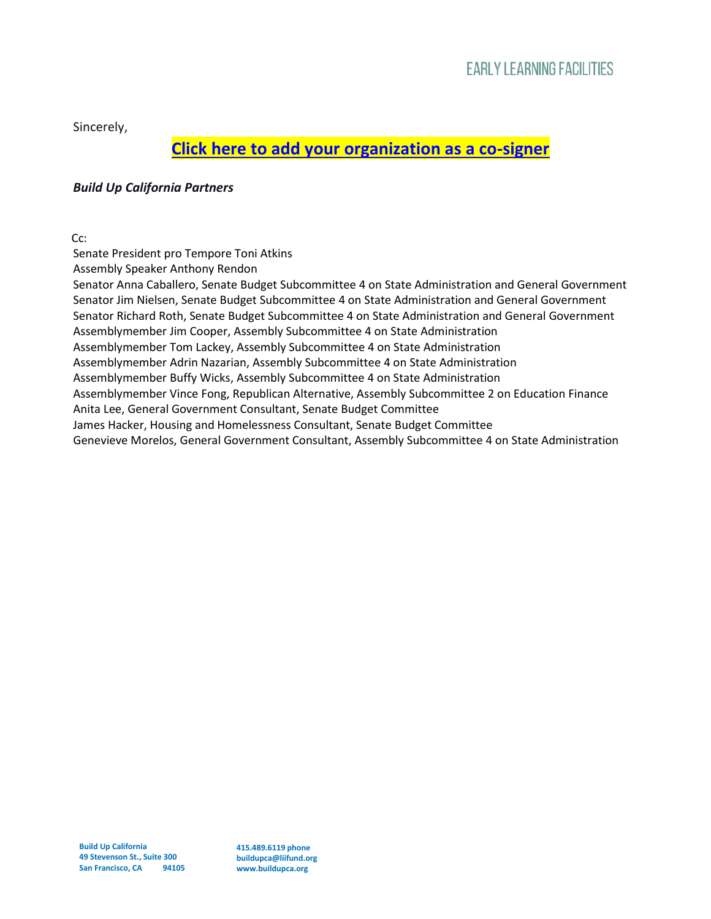Sincerely,

**Click here to add your organization as a co-signer**

***Build Up California Partners***

Cc:
Senate President pro Tempore Toni Atkins
Assembly Speaker Anthony Rendon
Senator Anna Caballero, Senate Budget Subcommittee 4 on State Administration and General Government
Senator Jim Nielsen, Senate Budget Subcommittee 4 on State Administration and General Government
Senator Richard Roth, Senate Budget Subcommittee 4 on State Administration and General Government
Assemblymember Jim Cooper, Assembly Subcommittee 4 on State Administration
Assemblymember Tom Lackey, Assembly Subcommittee 4 on State Administration
Assemblymember Adrin Nazarian, Assembly Subcommittee 4 on State Administration
Assemblymember Buffy Wicks, Assembly Subcommittee 4 on State Administration
Assemblymember Vince Fong, Republican Alternative, Assembly Subcommittee 2 on Education Finance
Anita Lee, General Government Consultant, Senate Budget Committee
James Hacker, Housing and Homelessness Consultant, Senate Budget Committee
Genevieve Morelos, General Government Consultant, Assembly Subcommittee 4 on State Administration